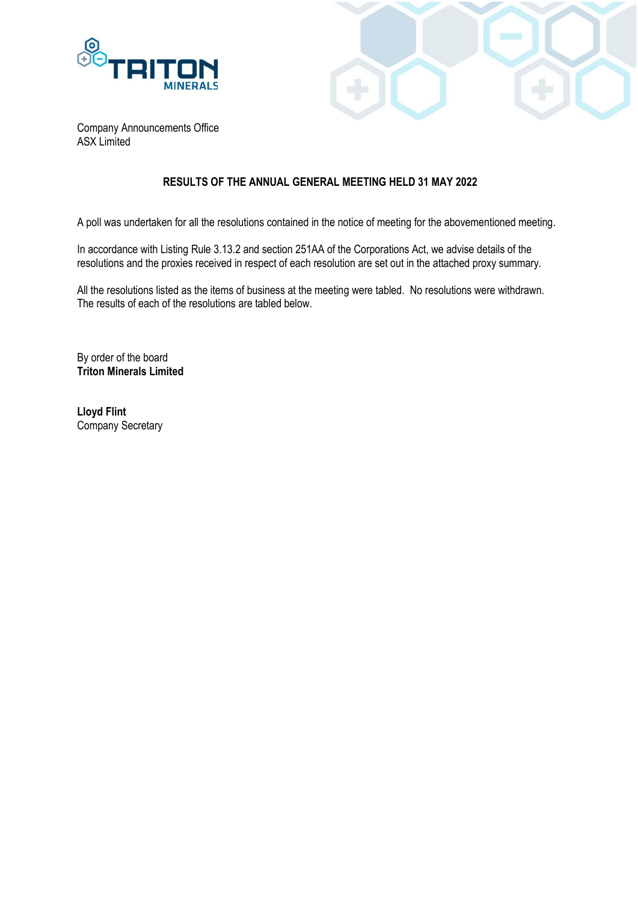Company Announcements Office
ASX Limited

## RESULTS OF THE ANNUAL GENERAL MEETING HELD 31 MAY 2022

A poll was undertaken for all the resolutions contained in the notice of meeting for the abovementioned meeting.

In accordance with Listing Rule 3.13.2 and section 251AA of the Corporations Act, we advise details of the resolutions and the proxies received in respect of each resolution are set out in the attached proxy summary.

All the resolutions listed as the items of business at the meeting were tabled. No resolutions were withdrawn. The results of each of the resolutions are tabled below.

By order of the board
**Triton Minerals Limited**

**Lloyd Flint**
Company Secretary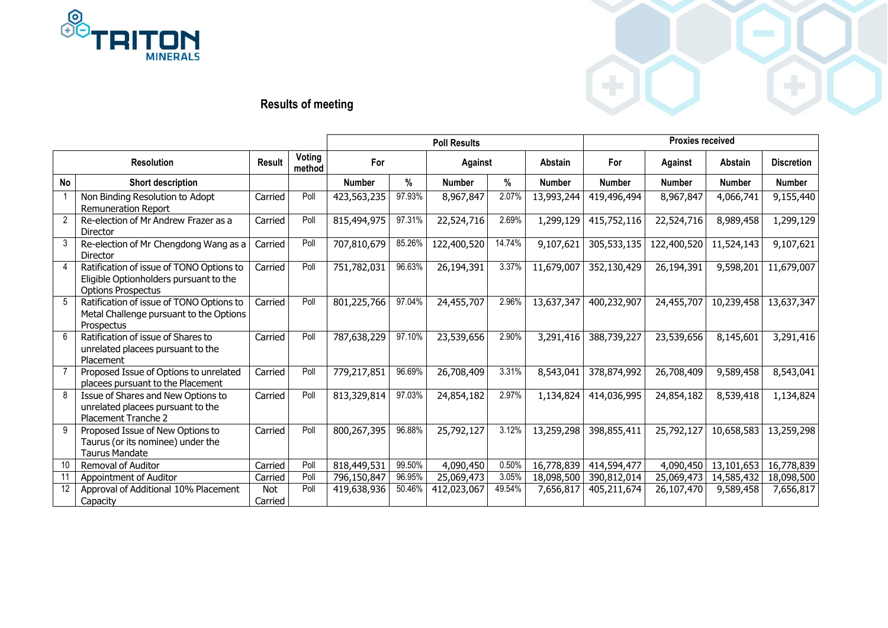TRITON MINERALS

## Results of meeting

| Resolution | | Result | Voting method | Poll Results | | | | | Proxies received | | | |
|---|---|---|---|---|---|---|---|---|---|---|---|---|
| | | | | For | | Against | | Abstain | For | Against | Abstain | Discretion |
| No | Short description | | | Number | % | Number | % | Number | Number | Number | Number | Number |
| 1 | Non Binding Resolution to Adopt Remuneration Report | Carried | Poll | 423,563,235 | 97.93% | 8,967,847 | 2.07% | 13,993,244 | 419,496,494 | 8,967,847 | 4,066,741 | 9,155,440 |
| 2 | Re-election of Mr Andrew Frazer as a Director | Carried | Poll | 815,494,975 | 97.31% | 22,524,716 | 2.69% | 1,299,129 | 415,752,116 | 22,524,716 | 8,989,458 | 1,299,129 |
| 3 | Re-election of Mr Chengdong Wang as a Director | Carried | Poll | 707,810,679 | 85.26% | 122,400,520 | 14.74% | 9,107,621 | 305,533,135 | 122,400,520 | 11,524,143 | 9,107,621 |
| 4 | Ratification of issue of TONO Options to Eligible Optionholders pursuant to the Options Prospectus | Carried | Poll | 751,782,031 | 96.63% | 26,194,391 | 3.37% | 11,679,007 | 352,130,429 | 26,194,391 | 9,598,201 | 11,679,007 |
| 5 | Ratification of issue of TONO Options to Metal Challenge pursuant to the Options Prospectus | Carried | Poll | 801,225,766 | 97.04% | 24,455,707 | 2.96% | 13,637,347 | 400,232,907 | 24,455,707 | 10,239,458 | 13,637,347 |
| 6 | Ratification of issue of Shares to unrelated placees pursuant to the Placement | Carried | Poll | 787,638,229 | 97.10% | 23,539,656 | 2.90% | 3,291,416 | 388,739,227 | 23,539,656 | 8,145,601 | 3,291,416 |
| 7 | Proposed Issue of Options to unrelated placees pursuant to the Placement | Carried | Poll | 779,217,851 | 96.69% | 26,708,409 | 3.31% | 8,543,041 | 378,874,992 | 26,708,409 | 9,589,458 | 8,543,041 |
| 8 | Issue of Shares and New Options to unrelated placees pursuant to the Placement Tranche 2 | Carried | Poll | 813,329,814 | 97.03% | 24,854,182 | 2.97% | 1,134,824 | 414,036,995 | 24,854,182 | 8,539,418 | 1,134,824 |
| 9 | Proposed Issue of New Options to Taurus (or its nominee) under the Taurus Mandate | Carried | Poll | 800,267,395 | 96.88% | 25,792,127 | 3.12% | 13,259,298 | 398,855,411 | 25,792,127 | 10,658,583 | 13,259,298 |
| 10 | Removal of Auditor | Carried | Poll | 818,449,531 | 99.50% | 4,090,450 | 0.50% | 16,778,839 | 414,594,477 | 4,090,450 | 13,101,653 | 16,778,839 |
| 11 | Appointment of Auditor | Carried | Poll | 796,150,847 | 96.95% | 25,069,473 | 3.05% | 18,098,500 | 390,812,014 | 25,069,473 | 14,585,432 | 18,098,500 |
| 12 | Approval of Additional 10% Placement Capacity | Not Carried | Poll | 419,638,936 | 50.46% | 412,023,067 | 49.54% | 7,656,817 | 405,211,674 | 26,107,470 | 9,589,458 | 7,656,817 |